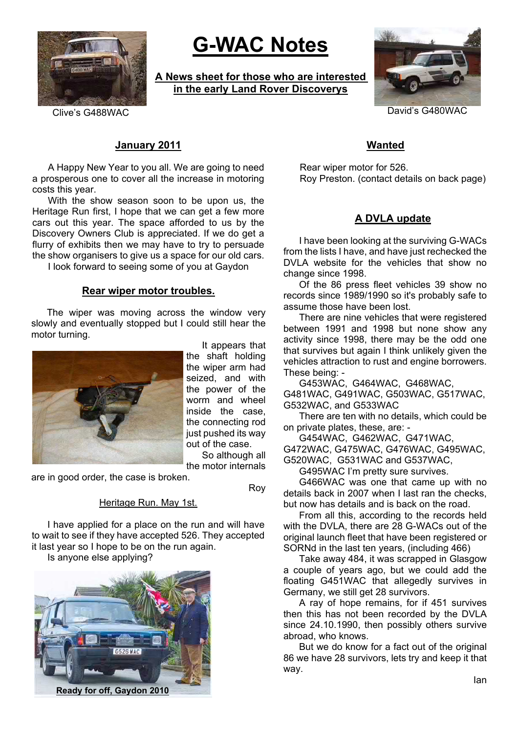Clive's G488WAC

# G-WAC Notes

**A News sheet for those who are interested in the early Land Rover Discoverys**

David's G480WAC

## January 2011

A Happy New Year to you all. We are going to need a prosperous one to cover all the increase in motoring costs this year.

With the show season soon to be upon us, the Heritage Run first, I hope that we can get a few more cars out this year. The space afforded to us by the Discovery Owners Club is appreciated. If we do get a flurry of exhibits then we may have to try to persuade the show organisers to give us a space for our old cars.

I look forward to seeing some of you at Gaydon

## Rear wiper motor troubles.

The wiper was moving across the window very slowly and eventually stopped but I could still hear the motor turning.

It appears that the shaft holding the wiper arm had seized, and with the power of the worm and wheel inside the case, the connecting rod just pushed its way out of the case.

So although all the motor internals are in good order, the case is broken.

Roy

### Heritage Run. May 1st.

I have applied for a place on the run and will have to wait to see if they have accepted 526. They accepted it last year so I hope to be on the run again.

Is anyone else applying?

**Ready for off, Gaydon 2010**

## Wanted

Rear wiper motor for 526.
Roy Preston. (contact details on back page)

## A DVLA update

I have been looking at the surviving G-WACs from the lists I have, and have just rechecked the DVLA website for the vehicles that show no change since 1998.

Of the 86 press fleet vehicles 39 show no records since 1989/1990 so it's probably safe to assume those have been lost.

There are nine vehicles that were registered between 1991 and 1998 but none show any activity since 1998, there may be the odd one that survives but again I think unlikely given the vehicles attraction to rust and engine borrowers. These being: -

G453WAC, G464WAC, G468WAC, G481WAC, G491WAC, G503WAC, G517WAC, G532WAC, and G533WAC

There are ten with no details, which could be on private plates, these, are: -

G454WAC, G462WAC, G471WAC, G472WAC, G475WAC, G476WAC, G495WAC, G520WAC, G531WAC and G537WAC,

G495WAC I'm pretty sure survives.

G466WAC was one that came up with no details back in 2007 when I last ran the checks, but now has details and is back on the road.

From all this, according to the records held with the DVLA, there are 28 G-WACs out of the original launch fleet that have been registered or SORNd in the last ten years, (including 466)

Take away 484, it was scrapped in Glasgow a couple of years ago, but we could add the floating G451WAC that allegedly survives in Germany, we still get 28 survivors.

A ray of hope remains, for if 451 survives then this has not been recorded by the DVLA since 24.10.1990, then possibly others survive abroad, who knows.

But we do know for a fact out of the original 86 we have 28 survivors, lets try and keep it that way.

Ian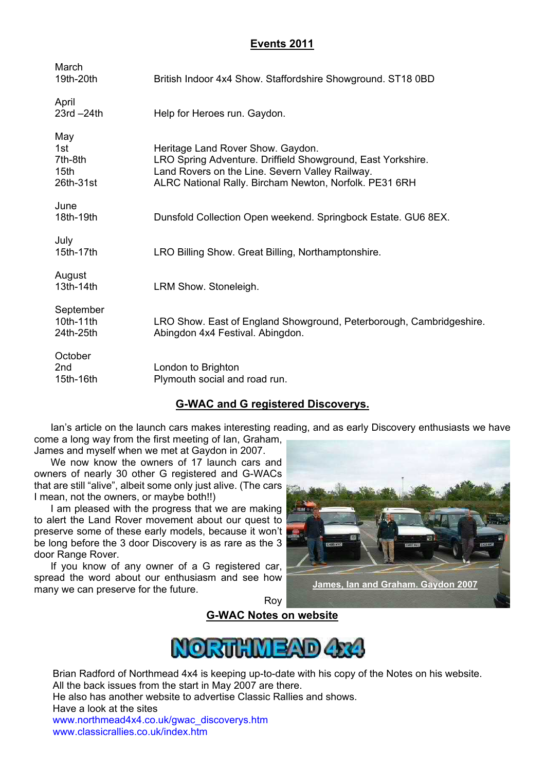## Events 2011

| | |
|---|---|
| **March** | |
| 19th-20th | British Indoor 4x4 Show. Staffordshire Showground. ST18 0BD |
| **April** | |
| 23rd –24th | Help for Heroes run. Gaydon. |
| **May** | |
| 1st | Heritage Land Rover Show. Gaydon. |
| 7th-8th | LRO Spring Adventure. Driffield Showground, East Yorkshire. |
| 15th | Land Rovers on the Line. Severn Valley Railway. |
| 26th-31st | ALRC National Rally. Bircham Newton, Norfolk. PE31 6RH |
| **June** | |
| 18th-19th | Dunsfold Collection Open weekend. Springbock Estate. GU6 8EX. |
| **July** | |
| 15th-17th | LRO Billing Show. Great Billing, Northamptonshire. |
| **August** | |
| 13th-14th | LRM Show. Stoneleigh. |
| **September** | |
| 10th-11th | LRO Show. East of England Showground, Peterborough, Cambridgeshire. |
| 24th-25th | Abingdon 4x4 Festival. Abingdon. |
| **October** | |
| 2nd | London to Brighton |
| 15th-16th | Plymouth social and road run. |

## G-WAC and G registered Discoverys.

Ian's article on the launch cars makes interesting reading, and as early Discovery enthusiasts we have come a long way from the first meeting of Ian, Graham, James and myself when we met at Gaydon in 2007.

We now know the owners of 17 launch cars and owners of nearly 30 other G registered and G-WACs that are still "alive", albeit some only just alive. (The cars I mean, not the owners, or maybe both!!)

I am pleased with the progress that we are making to alert the Land Rover movement about our quest to preserve some of these early models, because it won't be long before the 3 door Discovery is as rare as the 3 door Range Rover.

If you know of any owner of a G registered car, spread the word about our enthusiasm and see how many we can preserve for the future.

Roy

James, Ian and Graham. Gaydon 2007

## G-WAC Notes on website

NORTHMEAD 4x4

Brian Radford of Northmead 4x4 is keeping up-to-date with his copy of the Notes on his website. All the back issues from the start in May 2007 are there.
He also has another website to advertise Classic Rallies and shows.
Have a look at the sites
www.northmead4x4.co.uk/gwac_discoverys.htm
www.classicrallies.co.uk/index.htm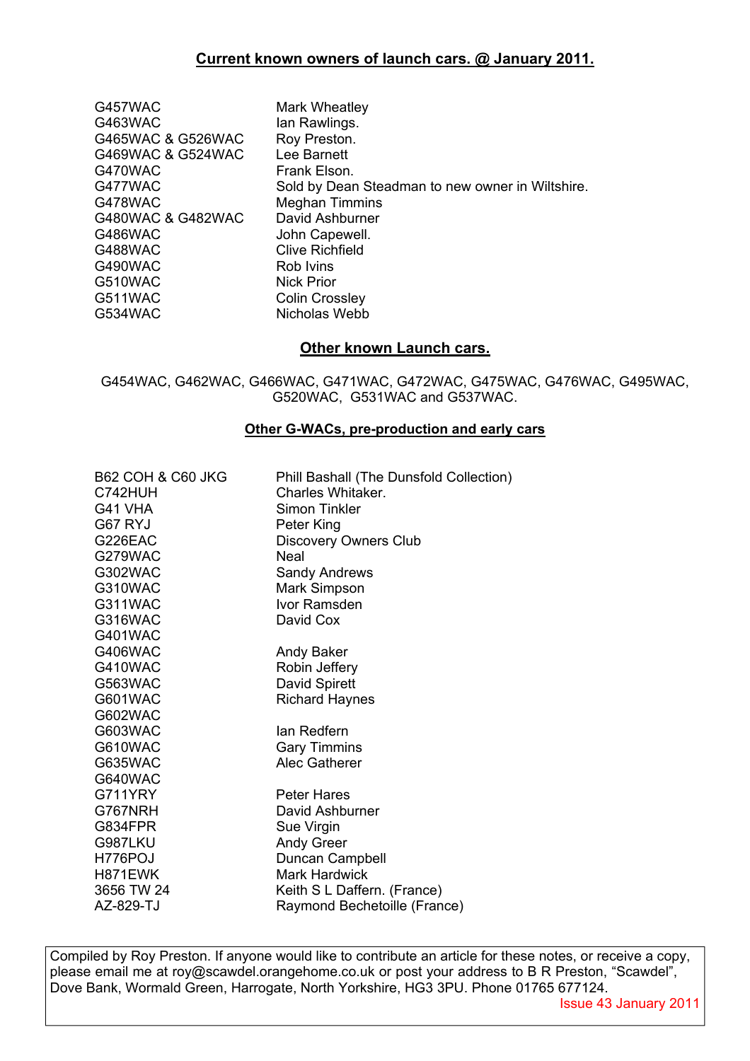## Current known owners of launch cars. @ January 2011.

| | |
|---|---|
| G457WAC | Mark Wheatley |
| G463WAC | Ian Rawlings. |
| G465WAC & G526WAC | Roy Preston. |
| G469WAC & G524WAC | Lee Barnett |
| G470WAC | Frank Elson. |
| G477WAC | Sold by Dean Steadman to new owner in Wiltshire. |
| G478WAC | Meghan Timmins |
| G480WAC & G482WAC | David Ashburner |
| G486WAC | John Capewell. |
| G488WAC | Clive Richfield |
| G490WAC | Rob Ivins |
| G510WAC | Nick Prior |
| G511WAC | Colin Crossley |
| G534WAC | Nicholas Webb |

## Other known Launch cars.

G454WAC, G462WAC, G466WAC, G471WAC, G472WAC, G475WAC, G476WAC, G495WAC, G520WAC, G531WAC and G537WAC.

## Other G-WACs, pre-production and early cars

| | |
|---|---|
| B62 COH & C60 JKG | Phill Bashall (The Dunsfold Collection) |
| C742HUH | Charles Whitaker. |
| G41 VHA | Simon Tinkler |
| G67 RYJ | Peter King |
| G226EAC | Discovery Owners Club |
| G279WAC | Neal |
| G302WAC | Sandy Andrews |
| G310WAC | Mark Simpson |
| G311WAC | Ivor Ramsden |
| G316WAC | David Cox |
| G401WAC | |
| G406WAC | Andy Baker |
| G410WAC | Robin Jeffery |
| G563WAC | David Spirett |
| G601WAC | Richard Haynes |
| G602WAC | |
| G603WAC | Ian Redfern |
| G610WAC | Gary Timmins |
| G635WAC | Alec Gatherer |
| G640WAC | |
| G711YRY | Peter Hares |
| G767NRH | David Ashburner |
| G834FPR | Sue Virgin |
| G987LKU | Andy Greer |
| H776POJ | Duncan Campbell |
| H871EWK | Mark Hardwick |
| 3656 TW 24 | Keith S L Daffern. (France) |
| AZ-829-TJ | Raymond Bechetoille (France) |

Compiled by Roy Preston. If anyone would like to contribute an article for these notes, or receive a copy, please email me at roy@scawdel.orangehome.co.uk or post your address to B R Preston, "Scawdel", Dove Bank, Wormald Green, Harrogate, North Yorkshire, HG3 3PU. Phone 01765 677124.

Issue 43 January 2011